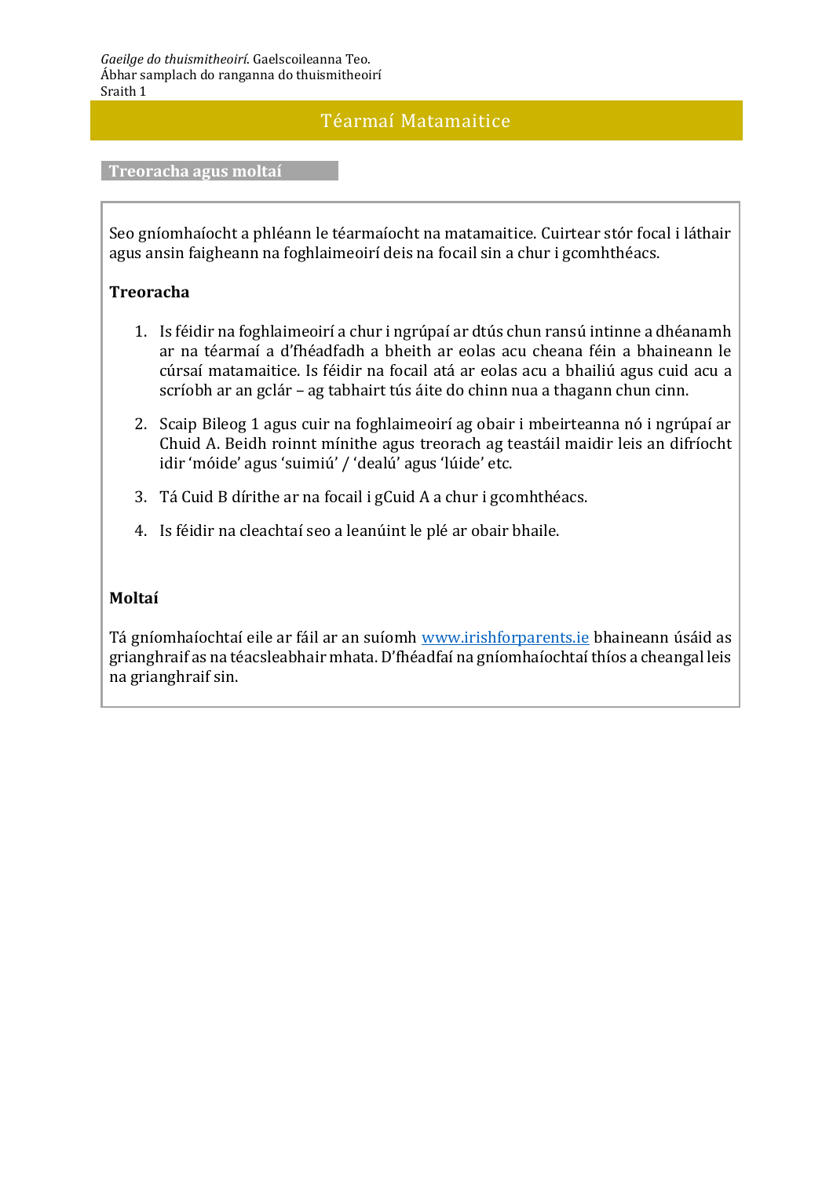*Gaeilge do thuismitheoirí*. Gaelscoileanna Teo.
Ábhar samplach do ranganna do thuismitheoirí
Sraith 1

# Téarmaí Matamaitice

## Treoracha agus moltaí

Seo gníomhaíocht a phléann le téarmaíocht na matamaitice. Cuirtear stór focal i láthair agus ansin faigheann na foghlaimeoirí deis na focail sin a chur i gcomhthéacs.

**Treoracha**

1. Is féidir na foghlaimeoirí a chur i ngrúpaí ar dtús chun ransú intinne a dhéanamh ar na téarmaí a d'fhéadfadh a bheith ar eolas acu cheana féin a bhaineann le cúrsaí matamaitice. Is féidir na focail atá ar eolas acu a bhailiú agus cuid acu a scríobh ar an gclár – ag tabhairt tús áite do chinn nua a thagann chun cinn.

2. Scaip Bileog 1 agus cuir na foghlaimeoirí ag obair i mbeirteanna nó i ngrúpaí ar Chuid A. Beidh roinnt mínithe agus treorach ag teastáil maidir leis an difríocht idir 'móide' agus 'suimiú' / 'dealú' agus 'lúide' etc.

3. Tá Cuid B dírithe ar na focail i gCuid A a chur i gcomhthéacs.

4. Is féidir na cleachtaí seo a leanúint le plé ar obair bhaile.

**Moltaí**

Tá gníomhaíochtaí eile ar fáil ar an suíomh www.irishforparents.ie bhaineann úsáid as grianghraif as na téacsleabhair mhata. D'fhéadfaí na gníomhaíochtaí thíos a cheangal leis na grianghraif sin.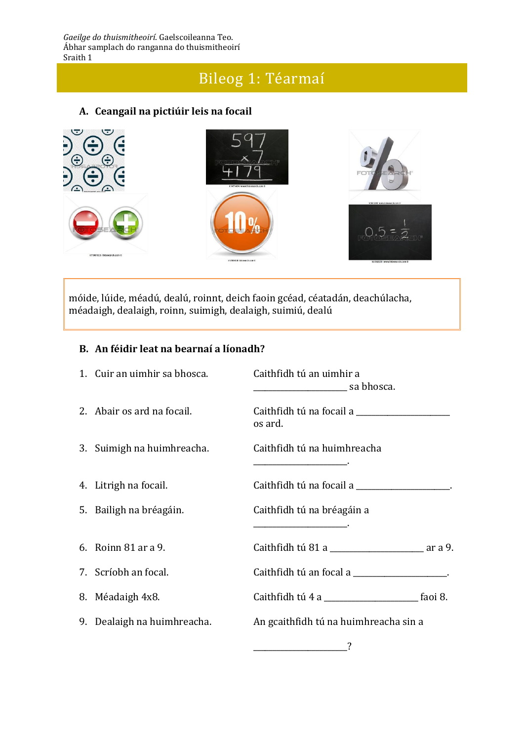*Gaeilge do thuismitheoirí*. Gaelscoileanna Teo.
Ábhar samplach do ranganna do thuismitheoirí
Sraith 1

# Bileog 1: Téarmaí

## A. Ceangail na pictiúir leis na focail

móide, lúide, méadú, dealú, roinnt, deich faoin gcéad, céatadán, deachúlacha, méadaigh, dealaigh, roinn, suimigh, dealaigh, suimiú, dealú

## B. An féidir leat na bearnaí a líonadh?

1. Cuir an uimhir sa bhosca. — Caithfidh tú an uimhir a ____________________ sa bhosca.
2. Abair os ard na focail. — Caithfidh tú na focail a ____________________ os ard.
3. Suimigh na huimhreacha. — Caithfidh tú na huimhreacha ____________________.
4. Litrigh na focail. — Caithfidh tú na focail a ____________________.
5. Bailigh na bréagáin. — Caithfidh tú na bréagáin a ____________________.
6. Roinn 81 ar a 9. — Caithfidh tú 81 a ____________________ ar a 9.
7. Scríobh an focal. — Caithfidh tú an focal a ____________________.
8. Méadaigh 4x8. — Caithfidh tú 4 a ____________________ faoi 8.
9. Dealaigh na huimhreacha. — An gcaithfidh tú na huimhreacha sin a ____________________?